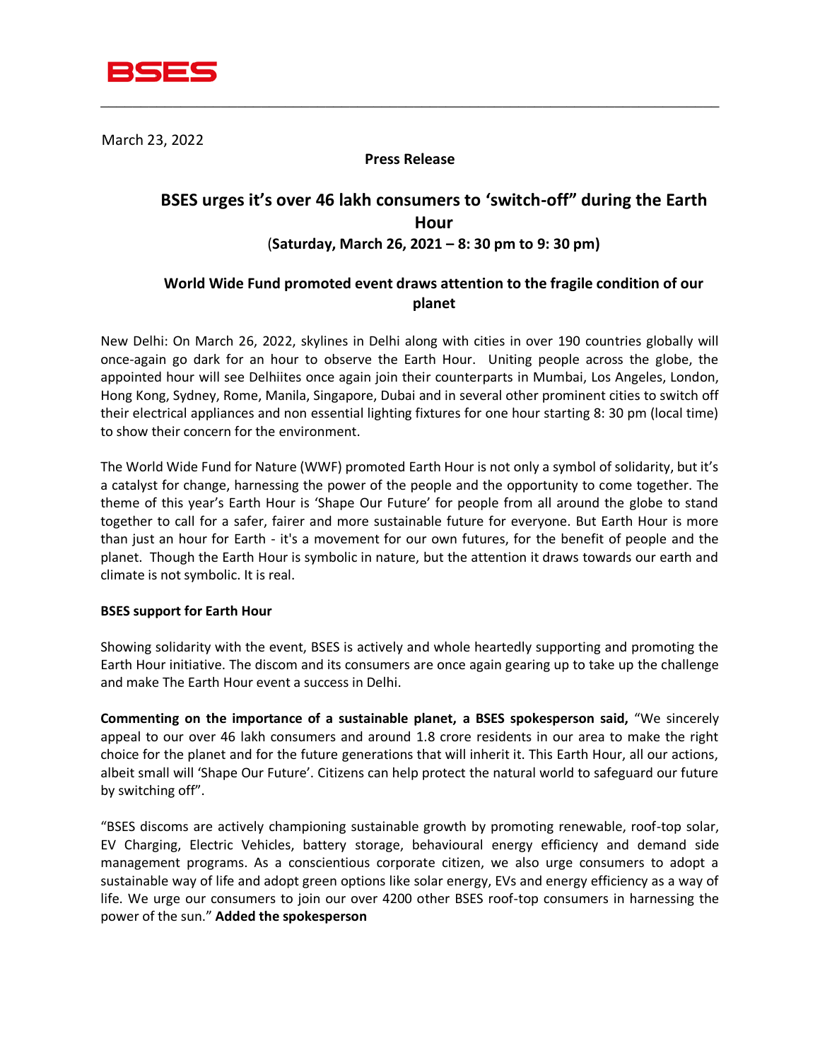BSES

March 23, 2022

**Press Release**

## BSES urges it's over 46 lakh consumers to 'switch-off" during the Earth Hour

**(Saturday, March 26, 2021 – 8: 30 pm to 9: 30 pm)**

### World Wide Fund promoted event draws attention to the fragile condition of our planet

New Delhi: On March 26, 2022, skylines in Delhi along with cities in over 190 countries globally will once-again go dark for an hour to observe the Earth Hour. Uniting people across the globe, the appointed hour will see Delhiites once again join their counterparts in Mumbai, Los Angeles, London, Hong Kong, Sydney, Rome, Manila, Singapore, Dubai and in several other prominent cities to switch off their electrical appliances and non essential lighting fixtures for one hour starting 8: 30 pm (local time) to show their concern for the environment.

The World Wide Fund for Nature (WWF) promoted Earth Hour is not only a symbol of solidarity, but it's a catalyst for change, harnessing the power of the people and the opportunity to come together. The theme of this year's Earth Hour is 'Shape Our Future' for people from all around the globe to stand together to call for a safer, fairer and more sustainable future for everyone. But Earth Hour is more than just an hour for Earth - it's a movement for our own futures, for the benefit of people and the planet. Though the Earth Hour is symbolic in nature, but the attention it draws towards our earth and climate is not symbolic. It is real.

**BSES support for Earth Hour**

Showing solidarity with the event, BSES is actively and whole heartedly supporting and promoting the Earth Hour initiative. The discom and its consumers are once again gearing up to take up the challenge and make The Earth Hour event a success in Delhi.

**Commenting on the importance of a sustainable planet, a BSES spokesperson said,** "We sincerely appeal to our over 46 lakh consumers and around 1.8 crore residents in our area to make the right choice for the planet and for the future generations that will inherit it. This Earth Hour, all our actions, albeit small will 'Shape Our Future'. Citizens can help protect the natural world to safeguard our future by switching off".

"BSES discoms are actively championing sustainable growth by promoting renewable, roof-top solar, EV Charging, Electric Vehicles, battery storage, behavioural energy efficiency and demand side management programs. As a conscientious corporate citizen, we also urge consumers to adopt a sustainable way of life and adopt green options like solar energy, EVs and energy efficiency as a way of life. We urge our consumers to join our over 4200 other BSES roof-top consumers in harnessing the power of the sun." **Added the spokesperson**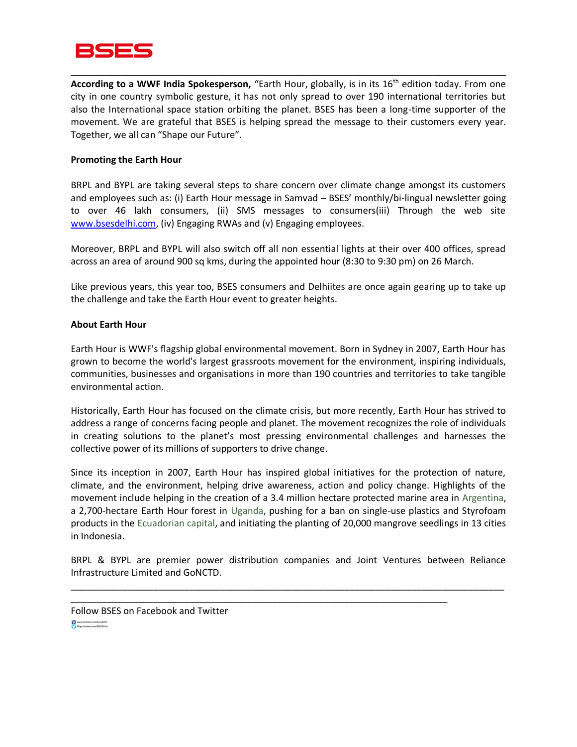**According to a WWF India Spokesperson,** "Earth Hour, globally, is in its 16th edition today. From one city in one country symbolic gesture, it has not only spread to over 190 international territories but also the International space station orbiting the planet. BSES has been a long-time supporter of the movement. We are grateful that BSES is helping spread the message to their customers every year. Together, we all can "Shape our Future".

**Promoting the Earth Hour**

BRPL and BYPL are taking several steps to share concern over climate change amongst its customers and employees such as: (i) Earth Hour message in Samvad – BSES' monthly/bi-lingual newsletter going to over 46 lakh consumers, (ii) SMS messages to consumers(iii) Through the web site www.bsesdelhi.com, (iv) Engaging RWAs and (v) Engaging employees.

Moreover, BRPL and BYPL will also switch off all non essential lights at their over 400 offices, spread across an area of around 900 sq kms, during the appointed hour (8:30 to 9:30 pm) on 26 March.

Like previous years, this year too, BSES consumers and Delhiites are once again gearing up to take up the challenge and take the Earth Hour event to greater heights.

**About Earth Hour**

Earth Hour is WWF's flagship global environmental movement. Born in Sydney in 2007, Earth Hour has grown to become the world's largest grassroots movement for the environment, inspiring individuals, communities, businesses and organisations in more than 190 countries and territories to take tangible environmental action.

Historically, Earth Hour has focused on the climate crisis, but more recently, Earth Hour has strived to address a range of concerns facing people and planet. The movement recognizes the role of individuals in creating solutions to the planet's most pressing environmental challenges and harnesses the collective power of its millions of supporters to drive change.

Since its inception in 2007, Earth Hour has inspired global initiatives for the protection of nature, climate, and the environment, helping drive awareness, action and policy change. Highlights of the movement include helping in the creation of a 3.4 million hectare protected marine area in Argentina, a 2,700-hectare Earth Hour forest in Uganda, pushing for a ban on single-use plastics and Styrofoam products in the Ecuadorian capital, and initiating the planting of 20,000 mangrove seedlings in 13 cities in Indonesia.

BRPL & BYPL are premier power distribution companies and Joint Ventures between Reliance Infrastructure Limited and GoNCTD.

---

Follow BSES on Facebook and Twitter

www.facebook.com/bsesdelhi
https://twitter.com/BSESDELHI